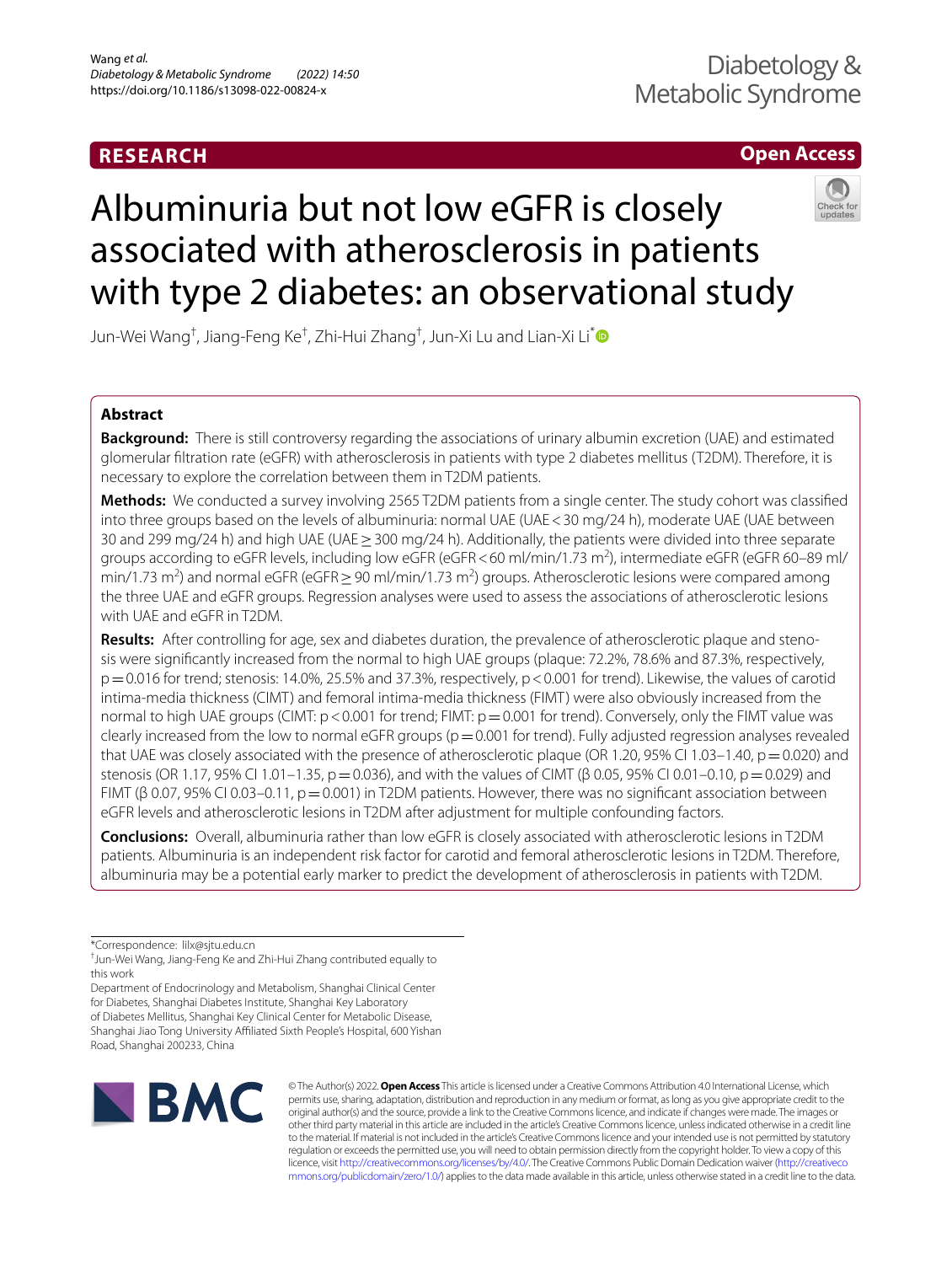RESEARCH

Open Access

# Albuminuria but not low eGFR is closely associated with atherosclerosis in patients with type 2 diabetes: an observational study

Jun-Wei Wang[†], Jiang-Feng Ke[†], Zhi-Hui Zhang[†], Jun-Xi Lu and Lian-Xi Li[*]

## Abstract

**Background:** There is still controversy regarding the associations of urinary albumin excretion (UAE) and estimated glomerular filtration rate (eGFR) with atherosclerosis in patients with type 2 diabetes mellitus (T2DM). Therefore, it is necessary to explore the correlation between them in T2DM patients.

**Methods:** We conducted a survey involving 2565 T2DM patients from a single center. The study cohort was classified into three groups based on the levels of albuminuria: normal UAE (UAE < 30 mg/24 h), moderate UAE (UAE between 30 and 299 mg/24 h) and high UAE (UAE ≥ 300 mg/24 h). Additionally, the patients were divided into three separate groups according to eGFR levels, including low eGFR (eGFR < 60 ml/min/1.73 $m^2$), intermediate eGFR (eGFR 60–89 ml/min/1.73 $m^2$) and normal eGFR (eGFR ≥ 90 ml/min/1.73 $m^2$) groups. Atherosclerotic lesions were compared among the three UAE and eGFR groups. Regression analyses were used to assess the associations of atherosclerotic lesions with UAE and eGFR in T2DM.

**Results:** After controlling for age, sex and diabetes duration, the prevalence of atherosclerotic plaque and stenosis were significantly increased from the normal to high UAE groups (plaque: 72.2%, 78.6% and 87.3%, respectively, p = 0.016 for trend; stenosis: 14.0%, 25.5% and 37.3%, respectively, p < 0.001 for trend). Likewise, the values of carotid intima-media thickness (CIMT) and femoral intima-media thickness (FIMT) were also obviously increased from the normal to high UAE groups (CIMT: p < 0.001 for trend; FIMT: p = 0.001 for trend). Conversely, only the FIMT value was clearly increased from the low to normal eGFR groups (p = 0.001 for trend). Fully adjusted regression analyses revealed that UAE was closely associated with the presence of atherosclerotic plaque (OR 1.20, 95% CI 1.03–1.40, p = 0.020) and stenosis (OR 1.17, 95% CI 1.01–1.35, p = 0.036), and with the values of CIMT (β 0.05, 95% CI 0.01–0.10, p = 0.029) and FIMT (β 0.07, 95% CI 0.03–0.11, p = 0.001) in T2DM patients. However, there was no significant association between eGFR levels and atherosclerotic lesions in T2DM after adjustment for multiple confounding factors.

**Conclusions:** Overall, albuminuria rather than low eGFR is closely associated with atherosclerotic lesions in T2DM patients. Albuminuria is an independent risk factor for carotid and femoral atherosclerotic lesions in T2DM. Therefore, albuminuria may be a potential early marker to predict the development of atherosclerosis in patients with T2DM.

*Correspondence: lilx@sjtu.edu.cn

[†]Jun-Wei Wang, Jiang-Feng Ke and Zhi-Hui Zhang contributed equally to this work

Department of Endocrinology and Metabolism, Shanghai Clinical Center for Diabetes, Shanghai Diabetes Institute, Shanghai Key Laboratory of Diabetes Mellitus, Shanghai Key Clinical Center for Metabolic Disease, Shanghai Jiao Tong University Affiliated Sixth People's Hospital, 600 Yishan Road, Shanghai 200233, China

© The Author(s) 2022. **Open Access** This article is licensed under a Creative Commons Attribution 4.0 International License, which permits use, sharing, adaptation, distribution and reproduction in any medium or format, as long as you give appropriate credit to the original author(s) and the source, provide a link to the Creative Commons licence, and indicate if changes were made. The images or other third party material in this article are included in the article's Creative Commons licence, unless indicated otherwise in a credit line to the material. If material is not included in the article's Creative Commons licence and your intended use is not permitted by statutory regulation or exceeds the permitted use, you will need to obtain permission directly from the copyright holder. To view a copy of this licence, visit http://creativecommons.org/licenses/by/4.0/. The Creative Commons Public Domain Dedication waiver (http://creativecommons.org/publicdomain/zero/1.0/) applies to the data made available in this article, unless otherwise stated in a credit line to the data.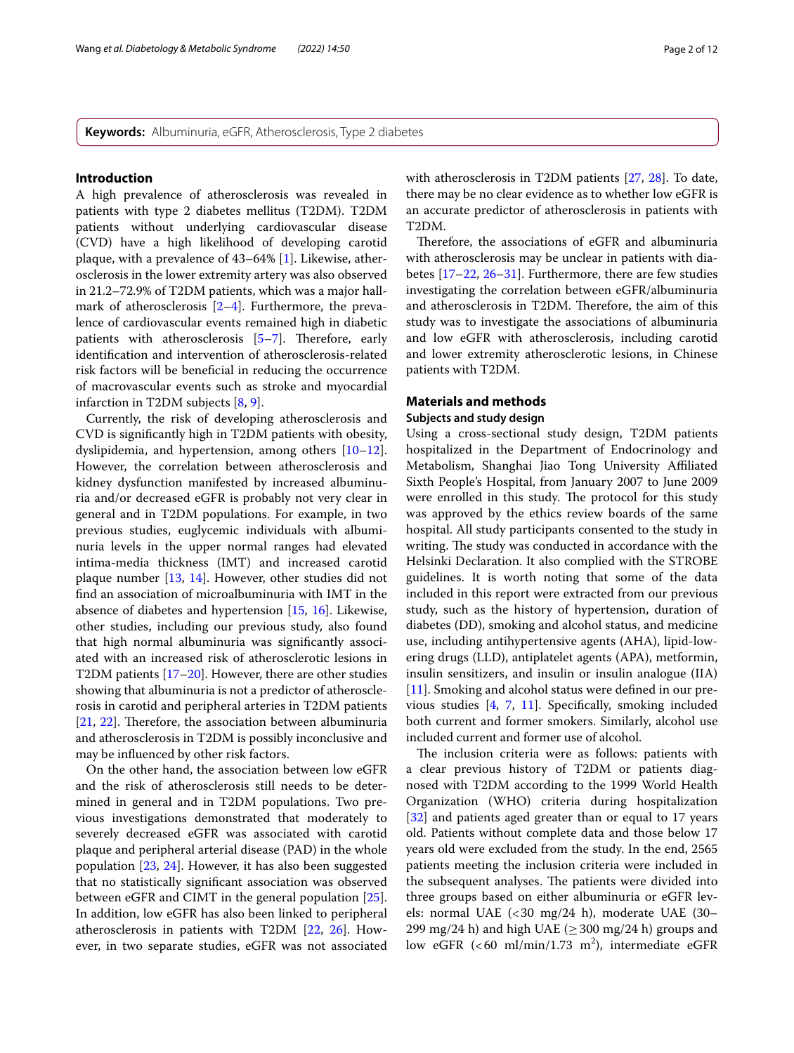**Keywords:** Albuminuria, eGFR, Atherosclerosis, Type 2 diabetes

## Introduction

A high prevalence of atherosclerosis was revealed in patients with type 2 diabetes mellitus (T2DM). T2DM patients without underlying cardiovascular disease (CVD) have a high likelihood of developing carotid plaque, with a prevalence of 43–64% [1]. Likewise, atherosclerosis in the lower extremity artery was also observed in 21.2–72.9% of T2DM patients, which was a major hallmark of atherosclerosis [2–4]. Furthermore, the prevalence of cardiovascular events remained high in diabetic patients with atherosclerosis [5–7]. Therefore, early identification and intervention of atherosclerosis-related risk factors will be beneficial in reducing the occurrence of macrovascular events such as stroke and myocardial infarction in T2DM subjects [8, 9].

Currently, the risk of developing atherosclerosis and CVD is significantly high in T2DM patients with obesity, dyslipidemia, and hypertension, among others [10–12]. However, the correlation between atherosclerosis and kidney dysfunction manifested by increased albuminuria and/or decreased eGFR is probably not very clear in general and in T2DM populations. For example, in two previous studies, euglycemic individuals with albuminuria levels in the upper normal ranges had elevated intima-media thickness (IMT) and increased carotid plaque number [13, 14]. However, other studies did not find an association of microalbuminuria with IMT in the absence of diabetes and hypertension [15, 16]. Likewise, other studies, including our previous study, also found that high normal albuminuria was significantly associated with an increased risk of atherosclerotic lesions in T2DM patients [17–20]. However, there are other studies showing that albuminuria is not a predictor of atherosclerosis in carotid and peripheral arteries in T2DM patients [21, 22]. Therefore, the association between albuminuria and atherosclerosis in T2DM is possibly inconclusive and may be influenced by other risk factors.

On the other hand, the association between low eGFR and the risk of atherosclerosis still needs to be determined in general and in T2DM populations. Two previous investigations demonstrated that moderately to severely decreased eGFR was associated with carotid plaque and peripheral arterial disease (PAD) in the whole population [23, 24]. However, it has also been suggested that no statistically significant association was observed between eGFR and CIMT in the general population [25]. In addition, low eGFR has also been linked to peripheral atherosclerosis in patients with T2DM [22, 26]. However, in two separate studies, eGFR was not associated with atherosclerosis in T2DM patients [27, 28]. To date, there may be no clear evidence as to whether low eGFR is an accurate predictor of atherosclerosis in patients with T2DM.

Therefore, the associations of eGFR and albuminuria with atherosclerosis may be unclear in patients with diabetes [17–22, 26–31]. Furthermore, there are few studies investigating the correlation between eGFR/albuminuria and atherosclerosis in T2DM. Therefore, the aim of this study was to investigate the associations of albuminuria and low eGFR with atherosclerosis, including carotid and lower extremity atherosclerotic lesions, in Chinese patients with T2DM.

## Materials and methods

### Subjects and study design

Using a cross-sectional study design, T2DM patients hospitalized in the Department of Endocrinology and Metabolism, Shanghai Jiao Tong University Affiliated Sixth People's Hospital, from January 2007 to June 2009 were enrolled in this study. The protocol for this study was approved by the ethics review boards of the same hospital. All study participants consented to the study in writing. The study was conducted in accordance with the Helsinki Declaration. It also complied with the STROBE guidelines. It is worth noting that some of the data included in this report were extracted from our previous study, such as the history of hypertension, duration of diabetes (DD), smoking and alcohol status, and medicine use, including antihypertensive agents (AHA), lipid-lowering drugs (LLD), antiplatelet agents (APA), metformin, insulin sensitizers, and insulin or insulin analogue (IIA) [11]. Smoking and alcohol status were defined in our previous studies [4, 7, 11]. Specifically, smoking included both current and former smokers. Similarly, alcohol use included current and former use of alcohol.

The inclusion criteria were as follows: patients with a clear previous history of T2DM or patients diagnosed with T2DM according to the 1999 World Health Organization (WHO) criteria during hospitalization [32] and patients aged greater than or equal to 17 years old. Patients without complete data and those below 17 years old were excluded from the study. In the end, 2565 patients meeting the inclusion criteria were included in the subsequent analyses. The patients were divided into three groups based on either albuminuria or eGFR levels: normal UAE (<30 mg/24 h), moderate UAE (30–299 mg/24 h) and high UAE (≥300 mg/24 h) groups and low eGFR (<60 ml/min/1.73 $m^2$), intermediate eGFR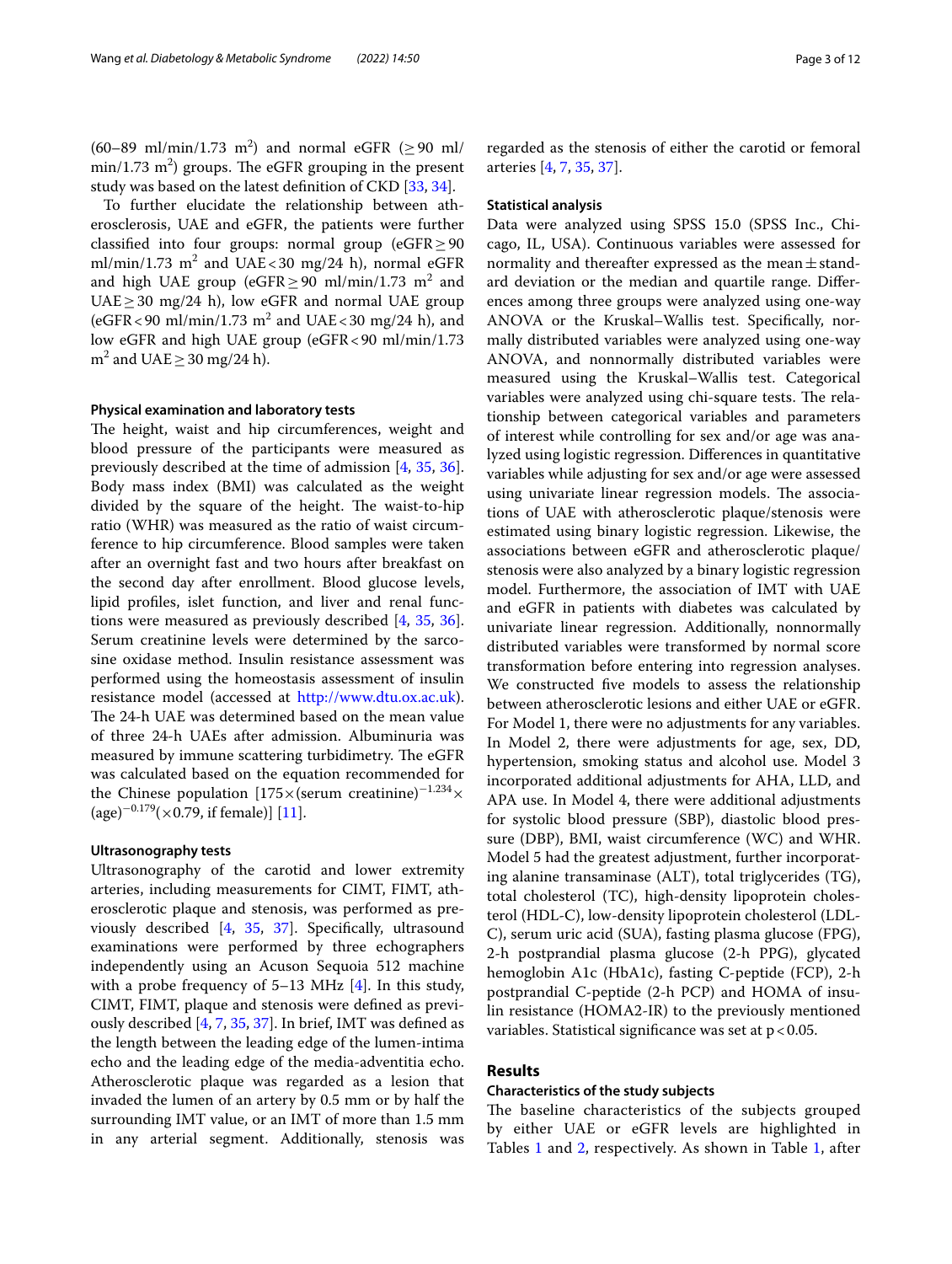(60–89 ml/min/1.73 $m^2$) and normal eGFR ($\geq$90 ml/min/1.73 $m^2$) groups. The eGFR grouping in the present study was based on the latest definition of CKD [33, 34].

To further elucidate the relationship between atherosclerosis, UAE and eGFR, the patients were further classified into four groups: normal group (eGFR $\geq$ 90 ml/min/1.73 $m^2$ and UAE < 30 mg/24 h), normal eGFR and high UAE group (eGFR $\geq$ 90 ml/min/1.73 $m^2$ and UAE $\geq$ 30 mg/24 h), low eGFR and normal UAE group (eGFR < 90 ml/min/1.73 $m^2$ and UAE < 30 mg/24 h), and low eGFR and high UAE group (eGFR < 90 ml/min/1.73 $m^2$ and UAE $\geq$ 30 mg/24 h).

### Physical examination and laboratory tests

The height, waist and hip circumferences, weight and blood pressure of the participants were measured as previously described at the time of admission [4, 35, 36]. Body mass index (BMI) was calculated as the weight divided by the square of the height. The waist-to-hip ratio (WHR) was measured as the ratio of waist circumference to hip circumference. Blood samples were taken after an overnight fast and two hours after breakfast on the second day after enrollment. Blood glucose levels, lipid profiles, islet function, and liver and renal functions were measured as previously described [4, 35, 36]. Serum creatinine levels were determined by the sarcosine oxidase method. Insulin resistance assessment was performed using the homeostasis assessment of insulin resistance model (accessed at http://www.dtu.ox.ac.uk). The 24-h UAE was determined based on the mean value of three 24-h UAEs after admission. Albuminuria was measured by immune scattering turbidimetry. The eGFR was calculated based on the equation recommended for the Chinese population [$175 \times (\text{serum creatinine})^{-1.234} \times (\text{age})^{-0.179} (\times 0.79$, if female)] [11].

### Ultrasonography tests

Ultrasonography of the carotid and lower extremity arteries, including measurements for CIMT, FIMT, atherosclerotic plaque and stenosis, was performed as previously described [4, 35, 37]. Specifically, ultrasound examinations were performed by three echographers independently using an Acuson Sequoia 512 machine with a probe frequency of 5–13 MHz [4]. In this study, CIMT, FIMT, plaque and stenosis were defined as previously described [4, 7, 35, 37]. In brief, IMT was defined as the length between the leading edge of the lumen-intima echo and the leading edge of the media-adventitia echo. Atherosclerotic plaque was regarded as a lesion that invaded the lumen of an artery by 0.5 mm or by half the surrounding IMT value, or an IMT of more than 1.5 mm in any arterial segment. Additionally, stenosis was regarded as the stenosis of either the carotid or femoral arteries [4, 7, 35, 37].

### Statistical analysis

Data were analyzed using SPSS 15.0 (SPSS Inc., Chicago, IL, USA). Continuous variables were assessed for normality and thereafter expressed as the mean ± standard deviation or the median and quartile range. Differences among three groups were analyzed using one-way ANOVA or the Kruskal–Wallis test. Specifically, normally distributed variables were analyzed using one-way ANOVA, and nonnormally distributed variables were measured using the Kruskal–Wallis test. Categorical variables were analyzed using chi-square tests. The relationship between categorical variables and parameters of interest while controlling for sex and/or age was analyzed using logistic regression. Differences in quantitative variables while adjusting for sex and/or age were assessed using univariate linear regression models. The associations of UAE with atherosclerotic plaque/stenosis were estimated using binary logistic regression. Likewise, the associations between eGFR and atherosclerotic plaque/stenosis were also analyzed by a binary logistic regression model. Furthermore, the association of IMT with UAE and eGFR in patients with diabetes was calculated by univariate linear regression. Additionally, nonnormally distributed variables were transformed by normal score transformation before entering into regression analyses. We constructed five models to assess the relationship between atherosclerotic lesions and either UAE or eGFR. For Model 1, there were no adjustments for any variables. In Model 2, there were adjustments for age, sex, DD, hypertension, smoking status and alcohol use. Model 3 incorporated additional adjustments for AHA, LLD, and APA use. In Model 4, there were additional adjustments for systolic blood pressure (SBP), diastolic blood pressure (DBP), BMI, waist circumference (WC) and WHR. Model 5 had the greatest adjustment, further incorporating alanine transaminase (ALT), total triglycerides (TG), total cholesterol (TC), high-density lipoprotein cholesterol (HDL-C), low-density lipoprotein cholesterol (LDL-C), serum uric acid (SUA), fasting plasma glucose (FPG), 2-h postprandial plasma glucose (2-h PPG), glycated hemoglobin A1c (HbA1c), fasting C-peptide (FCP), 2-h postprandial C-peptide (2-h PCP) and HOMA of insulin resistance (HOMA2-IR) to the previously mentioned variables. Statistical significance was set at $p < 0.05$.

## Results

### Characteristics of the study subjects

The baseline characteristics of the subjects grouped by either UAE or eGFR levels are highlighted in Tables 1 and 2, respectively. As shown in Table 1, after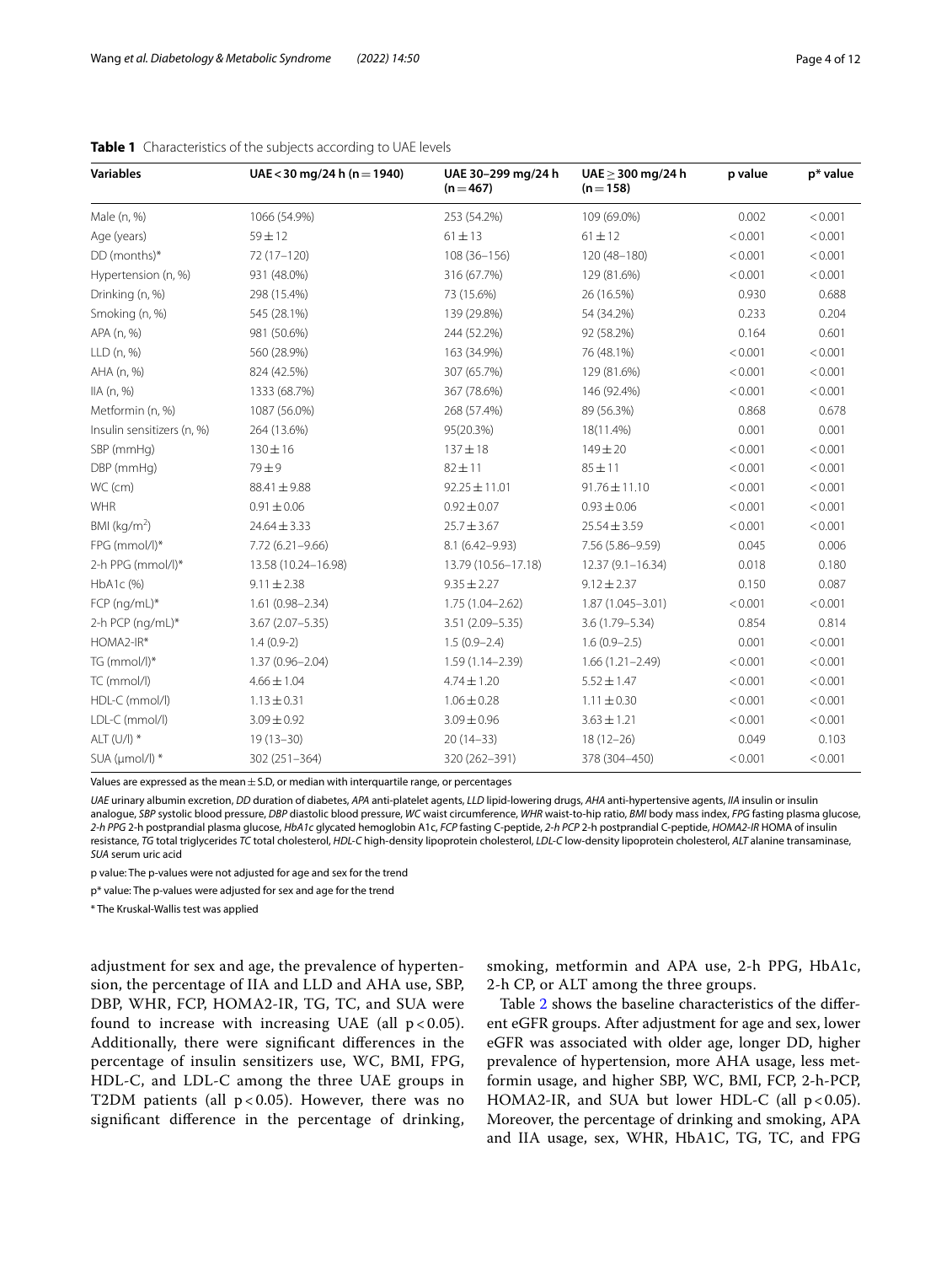**Table 1** Characteristics of the subjects according to UAE levels

| Variables | UAE < 30 mg/24 h (n = 1940) | UAE 30–299 mg/24 h (n = 467) | UAE ≥ 300 mg/24 h (n = 158) | p value | p* value |
|---|---|---|---|---|---|
| Male (n, %) | 1066 (54.9%) | 253 (54.2%) | 109 (69.0%) | 0.002 | < 0.001 |
| Age (years) | 59 ± 12 | 61 ± 13 | 61 ± 12 | < 0.001 | < 0.001 |
| DD (months)* | 72 (17–120) | 108 (36–156) | 120 (48–180) | < 0.001 | < 0.001 |
| Hypertension (n, %) | 931 (48.0%) | 316 (67.7%) | 129 (81.6%) | < 0.001 | < 0.001 |
| Drinking (n, %) | 298 (15.4%) | 73 (15.6%) | 26 (16.5%) | 0.930 | 0.688 |
| Smoking (n, %) | 545 (28.1%) | 139 (29.8%) | 54 (34.2%) | 0.233 | 0.204 |
| APA (n, %) | 981 (50.6%) | 244 (52.2%) | 92 (58.2%) | 0.164 | 0.601 |
| LLD (n, %) | 560 (28.9%) | 163 (34.9%) | 76 (48.1%) | < 0.001 | < 0.001 |
| AHA (n, %) | 824 (42.5%) | 307 (65.7%) | 129 (81.6%) | < 0.001 | < 0.001 |
| IIA (n, %) | 1333 (68.7%) | 367 (78.6%) | 146 (92.4%) | < 0.001 | < 0.001 |
| Metformin (n, %) | 1087 (56.0%) | 268 (57.4%) | 89 (56.3%) | 0.868 | 0.678 |
| Insulin sensitizers (n, %) | 264 (13.6%) | 95(20.3%) | 18(11.4%) | 0.001 | 0.001 |
| SBP (mmHg) | 130 ± 16 | 137 ± 18 | 149 ± 20 | < 0.001 | < 0.001 |
| DBP (mmHg) | 79 ± 9 | 82 ± 11 | 85 ± 11 | < 0.001 | < 0.001 |
| WC (cm) | 88.41 ± 9.88 | 92.25 ± 11.01 | 91.76 ± 11.10 | < 0.001 | < 0.001 |
| WHR | 0.91 ± 0.06 | 0.92 ± 0.07 | 0.93 ± 0.06 | < 0.001 | < 0.001 |
| BMI (kg/m$^2$) | 24.64 ± 3.33 | 25.7 ± 3.67 | 25.54 ± 3.59 | < 0.001 | < 0.001 |
| FPG (mmol/l)* | 7.72 (6.21–9.66) | 8.1 (6.42–9.93) | 7.56 (5.86–9.59) | 0.045 | 0.006 |
| 2-h PPG (mmol/l)* | 13.58 (10.24–16.98) | 13.79 (10.56–17.18) | 12.37 (9.1–16.34) | 0.018 | 0.180 |
| HbA1c (%) | 9.11 ± 2.38 | 9.35 ± 2.27 | 9.12 ± 2.37 | 0.150 | 0.087 |
| FCP (ng/mL)* | 1.61 (0.98–2.34) | 1.75 (1.04–2.62) | 1.87 (1.045–3.01) | < 0.001 | < 0.001 |
| 2-h PCP (ng/mL)* | 3.67 (2.07–5.35) | 3.51 (2.09–5.35) | 3.6 (1.79–5.34) | 0.854 | 0.814 |
| HOMA2-IR* | 1.4 (0.9-2) | 1.5 (0.9–2.4) | 1.6 (0.9–2.5) | 0.001 | < 0.001 |
| TG (mmol/l)* | 1.37 (0.96–2.04) | 1.59 (1.14–2.39) | 1.66 (1.21–2.49) | < 0.001 | < 0.001 |
| TC (mmol/l) | 4.66 ± 1.04 | 4.74 ± 1.20 | 5.52 ± 1.47 | < 0.001 | < 0.001 |
| HDL-C (mmol/l) | 1.13 ± 0.31 | 1.06 ± 0.28 | 1.11 ± 0.30 | < 0.001 | < 0.001 |
| LDL-C (mmol/l) | 3.09 ± 0.92 | 3.09 ± 0.96 | 3.63 ± 1.21 | < 0.001 | < 0.001 |
| ALT (U/l) * | 19 (13–30) | 20 (14–33) | 18 (12–26) | 0.049 | 0.103 |
| SUA (μmol/l) * | 302 (251–364) | 320 (262–391) | 378 (304–450) | < 0.001 | < 0.001 |

Values are expressed as the mean ± S.D, or median with interquartile range, or percentages

*UAE* urinary albumin excretion, *DD* duration of diabetes, *APA* anti-platelet agents, *LLD* lipid-lowering drugs, *AHA* anti-hypertensive agents, *IIA* insulin or insulin analogue, *SBP* systolic blood pressure, *DBP* diastolic blood pressure, *WC* waist circumference, *WHR* waist-to-hip ratio, *BMI* body mass index, *FPG* fasting plasma glucose, *2-h PPG* 2-h postprandial plasma glucose, *HbA1c* glycated hemoglobin A1c, *FCP* fasting C-peptide, *2-h PCP* 2-h postprandial C-peptide, *HOMA2-IR* HOMA of insulin resistance, *TG* total triglycerides *TC* total cholesterol, *HDL-C* high-density lipoprotein cholesterol, *LDL-C* low-density lipoprotein cholesterol, *ALT* alanine transaminase, *SUA* serum uric acid

p value: The p-values were not adjusted for age and sex for the trend

p* value: The p-values were adjusted for sex and age for the trend

\* The Kruskal-Wallis test was applied

adjustment for sex and age, the prevalence of hypertension, the percentage of IIA and LLD and AHA use, SBP, DBP, WHR, FCP, HOMA2-IR, TG, TC, and SUA were found to increase with increasing UAE (all $p < 0.05$). Additionally, there were significant differences in the percentage of insulin sensitizers use, WC, BMI, FPG, HDL-C, and LDL-C among the three UAE groups in T2DM patients (all $p < 0.05$). However, there was no significant difference in the percentage of drinking, smoking, metformin and APA use, 2-h PPG, HbA1c, 2-h CP, or ALT among the three groups.

Table 2 shows the baseline characteristics of the different eGFR groups. After adjustment for age and sex, lower eGFR was associated with older age, longer DD, higher prevalence of hypertension, more AHA usage, less metformin usage, and higher SBP, WC, BMI, FCP, 2-h-PCP, HOMA2-IR, and SUA but lower HDL-C (all $p < 0.05$). Moreover, the percentage of drinking and smoking, APA and IIA usage, sex, WHR, HbA1C, TG, TC, and FPG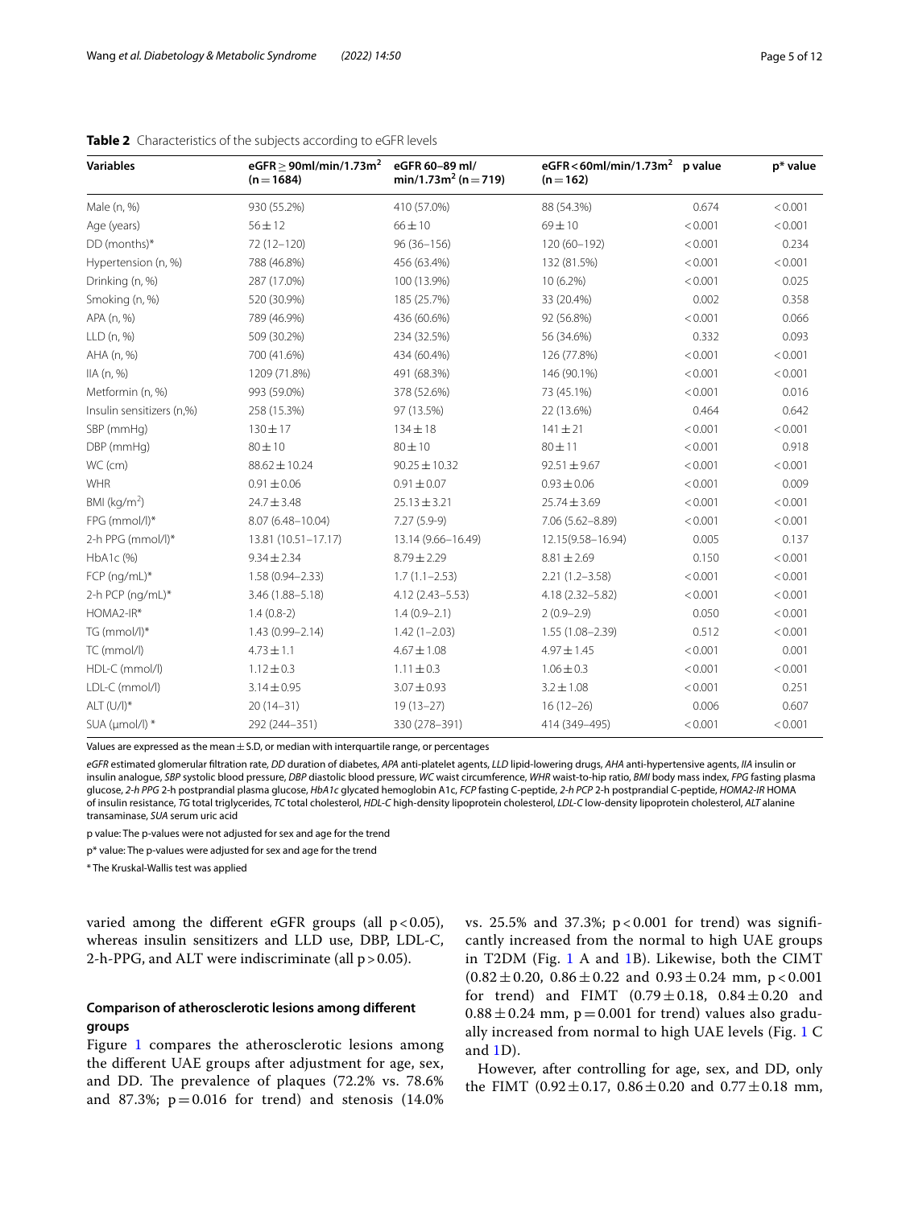**Table 2** Characteristics of the subjects according to eGFR levels

| Variables | eGFR ≥ 90ml/min/1.73m$^2$ (n = 1684) | eGFR 60–89 ml/min/1.73m$^2$ (n = 719) | eGFR < 60ml/min/1.73m$^2$ (n = 162) | p value | p* value |
|---|---|---|---|---|---|
| Male (n, %) | 930 (55.2%) | 410 (57.0%) | 88 (54.3%) | 0.674 | < 0.001 |
| Age (years) | 56 ± 12 | 66 ± 10 | 69 ± 10 | < 0.001 | < 0.001 |
| DD (months)* | 72 (12–120) | 96 (36–156) | 120 (60–192) | < 0.001 | 0.234 |
| Hypertension (n, %) | 788 (46.8%) | 456 (63.4%) | 132 (81.5%) | < 0.001 | < 0.001 |
| Drinking (n, %) | 287 (17.0%) | 100 (13.9%) | 10 (6.2%) | < 0.001 | 0.025 |
| Smoking (n, %) | 520 (30.9%) | 185 (25.7%) | 33 (20.4%) | 0.002 | 0.358 |
| APA (n, %) | 789 (46.9%) | 436 (60.6%) | 92 (56.8%) | < 0.001 | 0.066 |
| LLD (n, %) | 509 (30.2%) | 234 (32.5%) | 56 (34.6%) | 0.332 | 0.093 |
| AHA (n, %) | 700 (41.6%) | 434 (60.4%) | 126 (77.8%) | < 0.001 | < 0.001 |
| IIA (n, %) | 1209 (71.8%) | 491 (68.3%) | 146 (90.1%) | < 0.001 | < 0.001 |
| Metformin (n, %) | 993 (59.0%) | 378 (52.6%) | 73 (45.1%) | < 0.001 | 0.016 |
| Insulin sensitizers (n,%) | 258 (15.3%) | 97 (13.5%) | 22 (13.6%) | 0.464 | 0.642 |
| SBP (mmHg) | 130 ± 17 | 134 ± 18 | 141 ± 21 | < 0.001 | < 0.001 |
| DBP (mmHg) | 80 ± 10 | 80 ± 10 | 80 ± 11 | < 0.001 | 0.918 |
| WC (cm) | 88.62 ± 10.24 | 90.25 ± 10.32 | 92.51 ± 9.67 | < 0.001 | < 0.001 |
| WHR | 0.91 ± 0.06 | 0.91 ± 0.07 | 0.93 ± 0.06 | < 0.001 | 0.009 |
| BMI (kg/m$^2$) | 24.7 ± 3.48 | 25.13 ± 3.21 | 25.74 ± 3.69 | < 0.001 | < 0.001 |
| FPG (mmol/l)* | 8.07 (6.48–10.04) | 7.27 (5.9-9) | 7.06 (5.62–8.89) | < 0.001 | < 0.001 |
| 2-h PPG (mmol/l)* | 13.81 (10.51–17.17) | 13.14 (9.66–16.49) | 12.15(9.58–16.94) | 0.005 | 0.137 |
| HbA1c (%) | 9.34 ± 2.34 | 8.79 ± 2.29 | 8.81 ± 2.69 | 0.150 | < 0.001 |
| FCP (ng/mL)* | 1.58 (0.94–2.33) | 1.7 (1.1–2.53) | 2.21 (1.2–3.58) | < 0.001 | < 0.001 |
| 2-h PCP (ng/mL)* | 3.46 (1.88–5.18) | 4.12 (2.43–5.53) | 4.18 (2.32–5.82) | < 0.001 | < 0.001 |
| HOMA2-IR* | 1.4 (0.8-2) | 1.4 (0.9–2.1) | 2 (0.9–2.9) | 0.050 | < 0.001 |
| TG (mmol/l)* | 1.43 (0.99–2.14) | 1.42 (1–2.03) | 1.55 (1.08–2.39) | 0.512 | < 0.001 |
| TC (mmol/l) | 4.73 ± 1.1 | 4.67 ± 1.08 | 4.97 ± 1.45 | < 0.001 | 0.001 |
| HDL-C (mmol/l) | 1.12 ± 0.3 | 1.11 ± 0.3 | 1.06 ± 0.3 | < 0.001 | < 0.001 |
| LDL-C (mmol/l) | 3.14 ± 0.95 | 3.07 ± 0.93 | 3.2 ± 1.08 | < 0.001 | 0.251 |
| ALT (U/l)* | 20 (14–31) | 19 (13–27) | 16 (12–26) | 0.006 | 0.607 |
| SUA (μmol/l) * | 292 (244–351) | 330 (278–391) | 414 (349–495) | < 0.001 | < 0.001 |

Values are expressed as the mean ± S.D, or median with interquartile range, or percentages

*eGFR* estimated glomerular filtration rate, *DD* duration of diabetes, *APA* anti-platelet agents, *LLD* lipid-lowering drugs, *AHA* anti-hypertensive agents, *IIA* insulin or insulin analogue, *SBP* systolic blood pressure, *DBP* diastolic blood pressure, *WC* waist circumference, *WHR* waist-to-hip ratio, *BMI* body mass index, *FPG* fasting plasma glucose, *2-h PPG* 2-h postprandial plasma glucose, *HbA1c* glycated hemoglobin A1c, *FCP* fasting C-peptide, *2-h PCP* 2-h postprandial C-peptide, *HOMA2-IR* HOMA of insulin resistance, *TG* total triglycerides, *TC* total cholesterol, *HDL-C* high-density lipoprotein cholesterol, *LDL-C* low-density lipoprotein cholesterol, *ALT* alanine transaminase, *SUA* serum uric acid

p value: The p-values were not adjusted for sex and age for the trend

p* value: The p-values were adjusted for sex and age for the trend

\* The Kruskal-Wallis test was applied

varied among the different eGFR groups (all $p < 0.05$), whereas insulin sensitizers and LLD use, DBP, LDL-C, 2-h-PPG, and ALT were indiscriminate (all $p > 0.05$).

### Comparison of atherosclerotic lesions among different groups

Figure 1 compares the atherosclerotic lesions among the different UAE groups after adjustment for age, sex, and DD. The prevalence of plaques (72.2% vs. 78.6% and 87.3%; $p = 0.016$ for trend) and stenosis (14.0% vs. 25.5% and 37.3%; $p < 0.001$ for trend) was significantly increased from the normal to high UAE groups in T2DM (Fig. 1 A and 1B). Likewise, both the CIMT (0.82 ± 0.20, 0.86 ± 0.22 and 0.93 ± 0.24 mm, $p < 0.001$ for trend) and FIMT (0.79 ± 0.18, 0.84 ± 0.20 and 0.88 ± 0.24 mm, $p = 0.001$ for trend) values also gradually increased from normal to high UAE levels (Fig. 1 C and 1D).

However, after controlling for age, sex, and DD, only the FIMT (0.92 ± 0.17, 0.86 ± 0.20 and 0.77 ± 0.18 mm,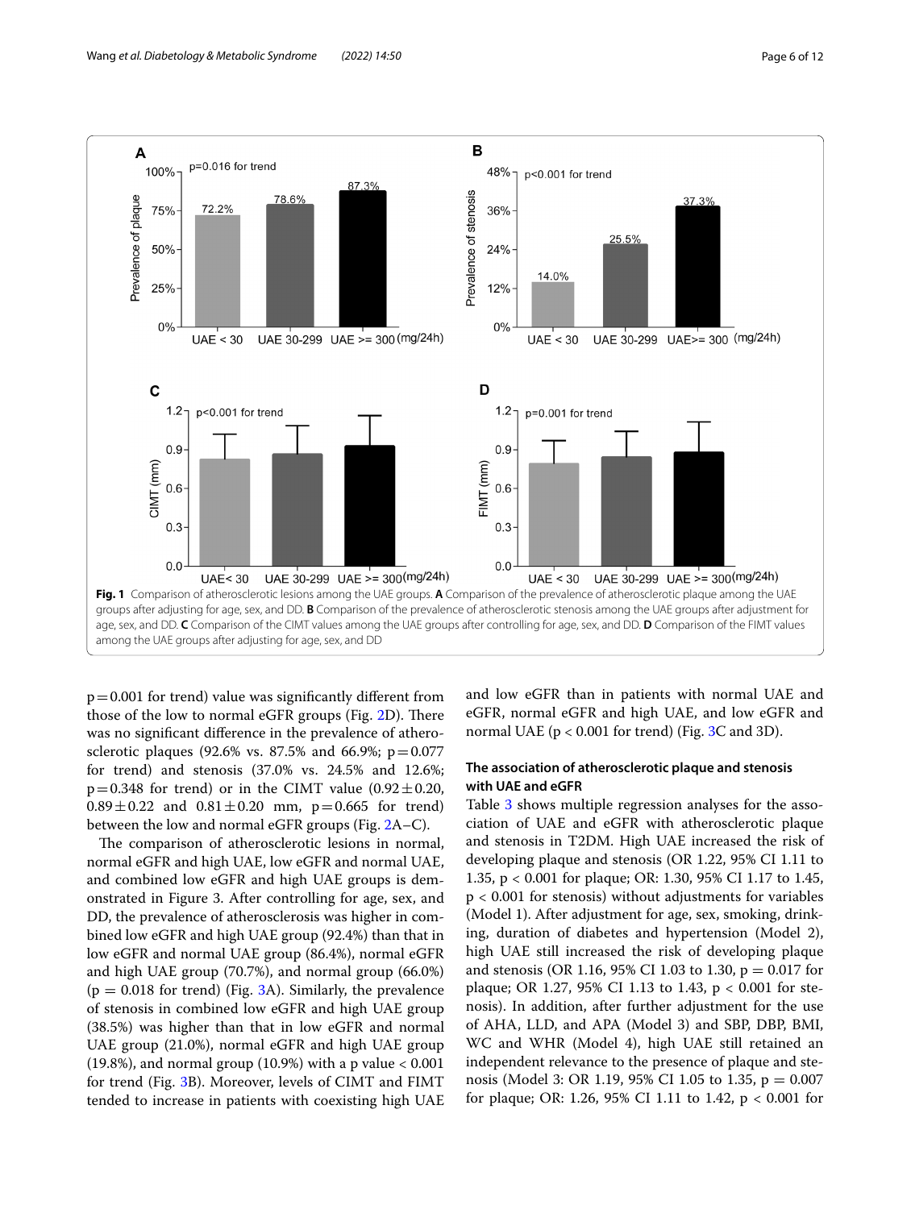**Fig. 1** Comparison of atherosclerotic lesions among the UAE groups. **A** Comparison of the prevalence of atherosclerotic plaque among the UAE groups after adjusting for age, sex, and DD. **B** Comparison of the prevalence of atherosclerotic stenosis among the UAE groups after adjustment for age, sex, and DD. **C** Comparison of the CIMT values among the UAE groups after controlling for age, sex, and DD. **D** Comparison of the FIMT values among the UAE groups after adjusting for age, sex, and DD

p = 0.001 for trend) value was significantly different from those of the low to normal eGFR groups (Fig. 2D). There was no significant difference in the prevalence of atherosclerotic plaques (92.6% vs. 87.5% and 66.9%; p = 0.077 for trend) and stenosis (37.0% vs. 24.5% and 12.6%; p = 0.348 for trend) or in the CIMT value (0.92 ± 0.20, 0.89 ± 0.22 and 0.81 ± 0.20 mm, p = 0.665 for trend) between the low and normal eGFR groups (Fig. 2A–C).

The comparison of atherosclerotic lesions in normal, normal eGFR and high UAE, low eGFR and normal UAE, and combined low eGFR and high UAE groups is demonstrated in Figure 3. After controlling for age, sex, and DD, the prevalence of atherosclerosis was higher in combined low eGFR and high UAE group (92.4%) than that in low eGFR and normal UAE group (86.4%), normal eGFR and high UAE group (70.7%), and normal group (66.0%) (p = 0.018 for trend) (Fig. 3A). Similarly, the prevalence of stenosis in combined low eGFR and high UAE group (38.5%) was higher than that in low eGFR and normal UAE group (21.0%), normal eGFR and high UAE group (19.8%), and normal group (10.9%) with a p value < 0.001 for trend (Fig. 3B). Moreover, levels of CIMT and FIMT tended to increase in patients with coexisting high UAE and low eGFR than in patients with normal UAE and eGFR, normal eGFR and high UAE, and low eGFR and normal UAE (p < 0.001 for trend) (Fig. 3C and 3D).

### The association of atherosclerotic plaque and stenosis with UAE and eGFR

Table 3 shows multiple regression analyses for the association of UAE and eGFR with atherosclerotic plaque and stenosis in T2DM. High UAE increased the risk of developing plaque and stenosis (OR 1.22, 95% CI 1.11 to 1.35, p < 0.001 for plaque; OR: 1.30, 95% CI 1.17 to 1.45, p < 0.001 for stenosis) without adjustments for variables (Model 1). After adjustment for age, sex, smoking, drinking, duration of diabetes and hypertension (Model 2), high UAE still increased the risk of developing plaque and stenosis (OR 1.16, 95% CI 1.03 to 1.30, p = 0.017 for plaque; OR 1.27, 95% CI 1.13 to 1.43, p < 0.001 for stenosis). In addition, after further adjustment for the use of AHA, LLD, and APA (Model 3) and SBP, DBP, BMI, WC and WHR (Model 4), high UAE still retained an independent relevance to the presence of plaque and stenosis (Model 3: OR 1.19, 95% CI 1.05 to 1.35, p = 0.007 for plaque; OR: 1.26, 95% CI 1.11 to 1.42, p < 0.001 for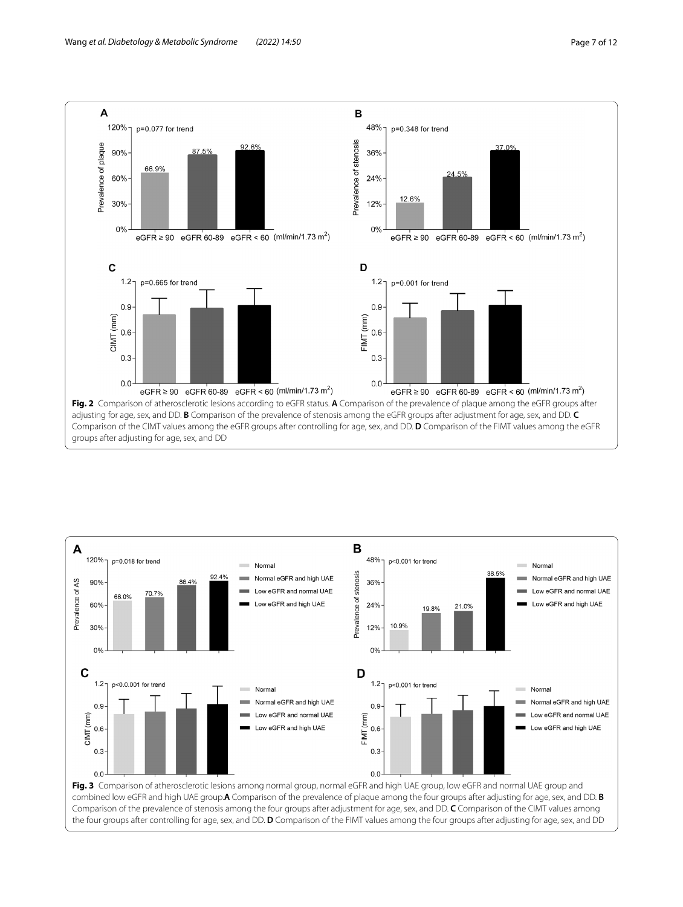**Fig. 2** Comparison of atherosclerotic lesions according to eGFR status. **A** Comparison of the prevalence of plaque among the eGFR groups after adjusting for age, sex, and DD. **B** Comparison of the prevalence of stenosis among the eGFR groups after adjustment for age, sex, and DD. **C** Comparison of the CIMT values among the eGFR groups after controlling for age, sex, and DD. **D** Comparison of the FIMT values among the eGFR groups after adjusting for age, sex, and DD

**Fig. 3** Comparison of atherosclerotic lesions among normal group, normal eGFR and high UAE group, low eGFR and normal UAE group and combined low eGFR and high UAE group.**A** Comparison of the prevalence of plaque among the four groups after adjusting for age, sex, and DD. **B** Comparison of the prevalence of stenosis among the four groups after adjustment for age, sex, and DD. **C** Comparison of the CIMT values among the four groups after controlling for age, sex, and DD. **D** Comparison of the FIMT values among the four groups after adjusting for age, sex, and DD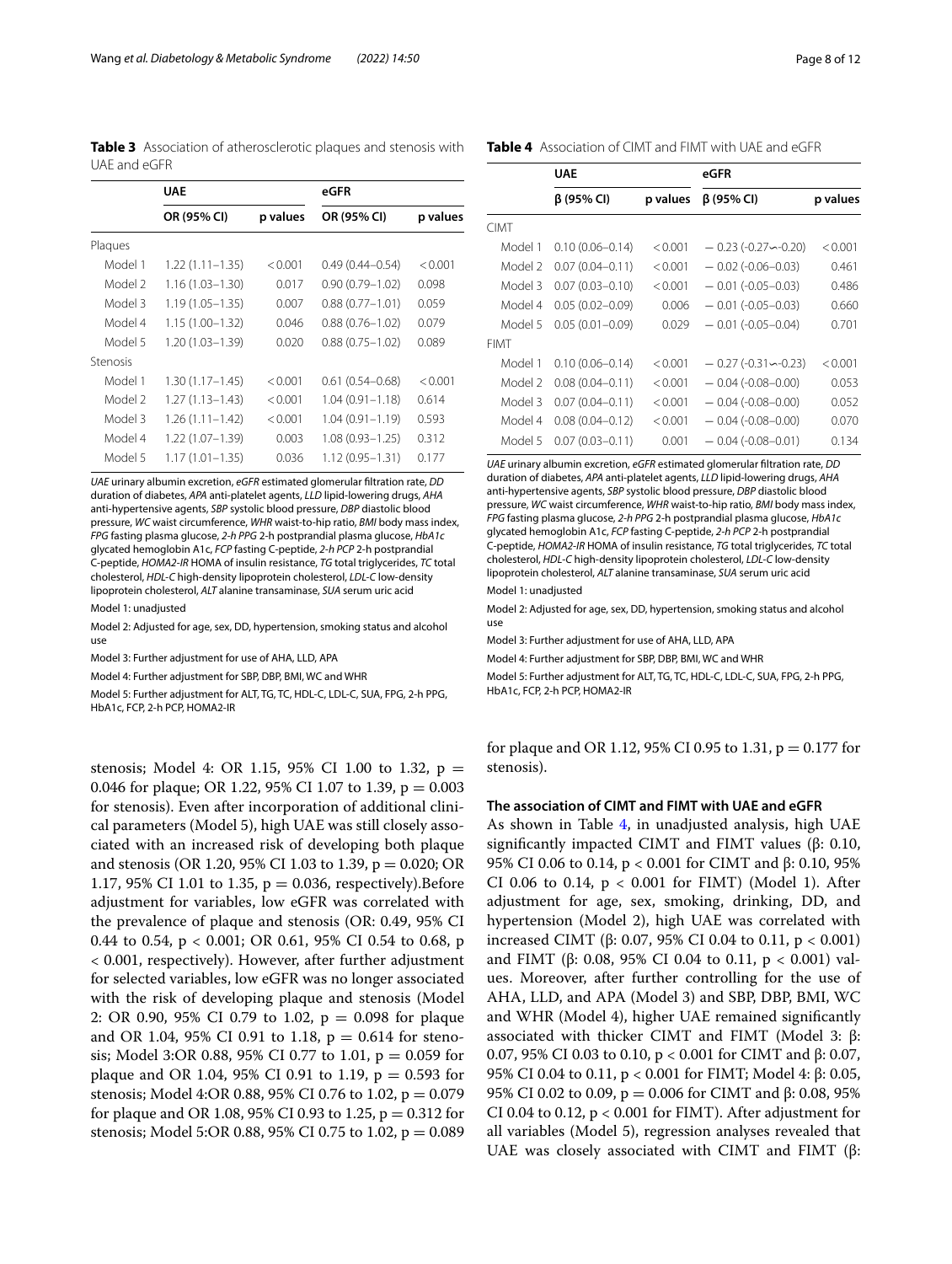**Table 3** Association of atherosclerotic plaques and stenosis with UAE and eGFR

| | UAE | | eGFR | |
|---|---|---|---|---|
| | OR (95% CI) | p values | OR (95% CI) | p values |
| Plaques | | | | |
| Model 1 | 1.22 (1.11–1.35) | < 0.001 | 0.49 (0.44–0.54) | < 0.001 |
| Model 2 | 1.16 (1.03–1.30) | 0.017 | 0.90 (0.79–1.02) | 0.098 |
| Model 3 | 1.19 (1.05–1.35) | 0.007 | 0.88 (0.77–1.01) | 0.059 |
| Model 4 | 1.15 (1.00–1.32) | 0.046 | 0.88 (0.76–1.02) | 0.079 |
| Model 5 | 1.20 (1.03–1.39) | 0.020 | 0.88 (0.75–1.02) | 0.089 |
| Stenosis | | | | |
| Model 1 | 1.30 (1.17–1.45) | < 0.001 | 0.61 (0.54–0.68) | < 0.001 |
| Model 2 | 1.27 (1.13–1.43) | < 0.001 | 1.04 (0.91–1.18) | 0.614 |
| Model 3 | 1.26 (1.11–1.42) | < 0.001 | 1.04 (0.91–1.19) | 0.593 |
| Model 4 | 1.22 (1.07–1.39) | 0.003 | 1.08 (0.93–1.25) | 0.312 |
| Model 5 | 1.17 (1.01–1.35) | 0.036 | 1.12 (0.95–1.31) | 0.177 |

*UAE* urinary albumin excretion, *eGFR* estimated glomerular filtration rate, *DD* duration of diabetes, *APA* anti-platelet agents, *LLD* lipid-lowering drugs, *AHA* anti-hypertensive agents, *SBP* systolic blood pressure, *DBP* diastolic blood pressure, *WC* waist circumference, *WHR* waist-to-hip ratio, *BMI* body mass index, *FPG* fasting plasma glucose, *2-h PPG* 2-h postprandial plasma glucose, *HbA1c* glycated hemoglobin A1c, *FCP* fasting C-peptide, *2-h PCP* 2-h postprandial C-peptide, *HOMA2-IR* HOMA of insulin resistance, *TG* total triglycerides, *TC* total cholesterol, *HDL-C* high-density lipoprotein cholesterol, *LDL-C* low-density lipoprotein cholesterol, *ALT* alanine transaminase, *SUA* serum uric acid

Model 1: unadjusted

Model 2: Adjusted for age, sex, DD, hypertension, smoking status and alcohol use

Model 3: Further adjustment for use of AHA, LLD, APA

Model 4: Further adjustment for SBP, DBP, BMI, WC and WHR

Model 5: Further adjustment for ALT, TG, TC, HDL-C, LDL-C, SUA, FPG, 2-h PPG, HbA1c, FCP, 2-h PCP, HOMA2-IR

stenosis; Model 4: OR 1.15, 95% CI 1.00 to 1.32, $p = 0.046$ for plaque; OR 1.22, 95% CI 1.07 to 1.39, $p = 0.003$ for stenosis). Even after incorporation of additional clinical parameters (Model 5), high UAE was still closely associated with an increased risk of developing both plaque and stenosis (OR 1.20, 95% CI 1.03 to 1.39, $p = 0.020$; OR 1.17, 95% CI 1.01 to 1.35, $p = 0.036$, respectively).Before adjustment for variables, low eGFR was correlated with the prevalence of plaque and stenosis (OR: 0.49, 95% CI 0.44 to 0.54, $p < 0.001$; OR 0.61, 95% CI 0.54 to 0.68, $p < 0.001$, respectively). However, after further adjustment for selected variables, low eGFR was no longer associated with the risk of developing plaque and stenosis (Model 2: OR 0.90, 95% CI 0.79 to 1.02, $p = 0.098$ for plaque and OR 1.04, 95% CI 0.91 to 1.18, $p = 0.614$ for stenosis; Model 3:OR 0.88, 95% CI 0.77 to 1.01, $p = 0.059$ for plaque and OR 1.04, 95% CI 0.91 to 1.19, $p = 0.593$ for stenosis; Model 4:OR 0.88, 95% CI 0.76 to 1.02, $p = 0.079$ for plaque and OR 1.08, 95% CI 0.93 to 1.25, $p = 0.312$ for stenosis; Model 5:OR 0.88, 95% CI 0.75 to 1.02, $p = 0.089$ for plaque and OR 1.12, 95% CI 0.95 to 1.31, $p = 0.177$ for stenosis).

**Table 4** Association of CIMT and FIMT with UAE and eGFR

| | UAE | | eGFR | |
|---|---|---|---|---|
| | β (95% CI) | p values | β (95% CI) | p values |
| CIMT | | | | |
| Model 1 | 0.10 (0.06–0.14) | < 0.001 | − 0.23 (-0.27~-0.20) | < 0.001 |
| Model 2 | 0.07 (0.04–0.11) | < 0.001 | − 0.02 (-0.06–0.03) | 0.461 |
| Model 3 | 0.07 (0.03–0.10) | < 0.001 | − 0.01 (-0.05–0.03) | 0.486 |
| Model 4 | 0.05 (0.02–0.09) | 0.006 | − 0.01 (-0.05–0.03) | 0.660 |
| Model 5 | 0.05 (0.01–0.09) | 0.029 | − 0.01 (-0.05–0.04) | 0.701 |
| FIMT | | | | |
| Model 1 | 0.10 (0.06–0.14) | < 0.001 | − 0.27 (-0.31~-0.23) | < 0.001 |
| Model 2 | 0.08 (0.04–0.11) | < 0.001 | − 0.04 (-0.08–0.00) | 0.053 |
| Model 3 | 0.07 (0.04–0.11) | < 0.001 | − 0.04 (-0.08–0.00) | 0.052 |
| Model 4 | 0.08 (0.04–0.12) | < 0.001 | − 0.04 (-0.08–0.00) | 0.070 |
| Model 5 | 0.07 (0.03–0.11) | 0.001 | − 0.04 (-0.08–0.01) | 0.134 |

*UAE* urinary albumin excretion, *eGFR* estimated glomerular filtration rate, *DD* duration of diabetes, *APA* anti-platelet agents, *LLD* lipid-lowering drugs, *AHA* anti-hypertensive agents, *SBP* systolic blood pressure, *DBP* diastolic blood pressure, *WC* waist circumference, *WHR* waist-to-hip ratio, *BMI* body mass index, *FPG* fasting plasma glucose, *2-h PPG* 2-h postprandial plasma glucose, *HbA1c* glycated hemoglobin A1c, *FCP* fasting C-peptide, *2-h PCP* 2-h postprandial C-peptide, *HOMA2-IR* HOMA of insulin resistance, *TG* total triglycerides, *TC* total cholesterol, *HDL-C* high-density lipoprotein cholesterol, *LDL-C* low-density lipoprotein cholesterol, *ALT* alanine transaminase, *SUA* serum uric acid

Model 1: unadjusted

Model 2: Adjusted for age, sex, DD, hypertension, smoking status and alcohol use

Model 3: Further adjustment for use of AHA, LLD, APA

Model 4: Further adjustment for SBP, DBP, BMI, WC and WHR

Model 5: Further adjustment for ALT, TG, TC, HDL-C, LDL-C, SUA, FPG, 2-h PPG, HbA1c, FCP, 2-h PCP, HOMA2-IR

### The association of CIMT and FIMT with UAE and eGFR

As shown in Table 4, in unadjusted analysis, high UAE significantly impacted CIMT and FIMT values (β: 0.10, 95% CI 0.06 to 0.14, $p < 0.001$ for CIMT and β: 0.10, 95% CI 0.06 to 0.14, $p < 0.001$ for FIMT) (Model 1). After adjustment for age, sex, smoking, drinking, DD, and hypertension (Model 2), high UAE was correlated with increased CIMT (β: 0.07, 95% CI 0.04 to 0.11, $p < 0.001$) and FIMT (β: 0.08, 95% CI 0.04 to 0.11, $p < 0.001$) values. Moreover, after further controlling for the use of AHA, LLD, and APA (Model 3) and SBP, DBP, BMI, WC and WHR (Model 4), higher UAE remained significantly associated with thicker CIMT and FIMT (Model 3: β: 0.07, 95% CI 0.03 to 0.10, $p < 0.001$ for CIMT and β: 0.07, 95% CI 0.04 to 0.11, $p < 0.001$ for FIMT; Model 4: β: 0.05, 95% CI 0.02 to 0.09, $p = 0.006$ for CIMT and β: 0.08, 95% CI 0.04 to 0.12, $p < 0.001$ for FIMT). After adjustment for all variables (Model 5), regression analyses revealed that UAE was closely associated with CIMT and FIMT (β: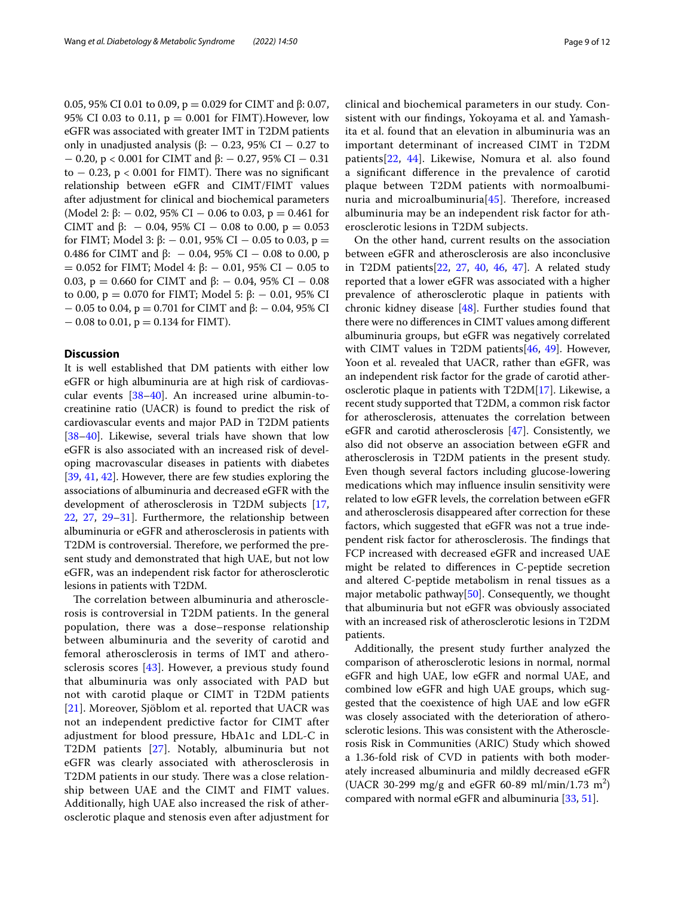0.05, 95% CI 0.01 to 0.09, p = 0.029 for CIMT and β: 0.07, 95% CI 0.03 to 0.11, p = 0.001 for FIMT).However, low eGFR was associated with greater IMT in T2DM patients only in unadjusted analysis (β: − 0.23, 95% CI − 0.27 to − 0.20, p < 0.001 for CIMT and β: − 0.27, 95% CI − 0.31 to − 0.23, p < 0.001 for FIMT). There was no significant relationship between eGFR and CIMT/FIMT values after adjustment for clinical and biochemical parameters (Model 2: β: − 0.02, 95% CI − 0.06 to 0.03, p = 0.461 for CIMT and β: − 0.04, 95% CI − 0.08 to 0.00, p = 0.053 for FIMT; Model 3: β: − 0.01, 95% CI − 0.05 to 0.03, p = 0.486 for CIMT and β: − 0.04, 95% CI − 0.08 to 0.00, p = 0.052 for FIMT; Model 4: β: − 0.01, 95% CI − 0.05 to 0.03, p = 0.660 for CIMT and β: − 0.04, 95% CI − 0.08 to 0.00, p = 0.070 for FIMT; Model 5: β: − 0.01, 95% CI − 0.05 to 0.04, p = 0.701 for CIMT and β: − 0.04, 95% CI − 0.08 to 0.01, p = 0.134 for FIMT).

## Discussion

It is well established that DM patients with either low eGFR or high albuminuria are at high risk of cardiovascular events [38–40]. An increased urine albumin-to-creatinine ratio (UACR) is found to predict the risk of cardiovascular events and major PAD in T2DM patients [38–40]. Likewise, several trials have shown that low eGFR is also associated with an increased risk of developing macrovascular diseases in patients with diabetes [39, 41, 42]. However, there are few studies exploring the associations of albuminuria and decreased eGFR with the development of atherosclerosis in T2DM subjects [17, 22, 27, 29–31]. Furthermore, the relationship between albuminuria or eGFR and atherosclerosis in patients with T2DM is controversial. Therefore, we performed the present study and demonstrated that high UAE, but not low eGFR, was an independent risk factor for atherosclerotic lesions in patients with T2DM.

The correlation between albuminuria and atherosclerosis is controversial in T2DM patients. In the general population, there was a dose–response relationship between albuminuria and the severity of carotid and femoral atherosclerosis in terms of IMT and atherosclerosis scores [43]. However, a previous study found that albuminuria was only associated with PAD but not with carotid plaque or CIMT in T2DM patients [21]. Moreover, Sjöblom et al. reported that UACR was not an independent predictive factor for CIMT after adjustment for blood pressure, HbA1c and LDL-C in T2DM patients [27]. Notably, albuminuria but not eGFR was clearly associated with atherosclerosis in T2DM patients in our study. There was a close relationship between UAE and the CIMT and FIMT values. Additionally, high UAE also increased the risk of atherosclerotic plaque and stenosis even after adjustment for clinical and biochemical parameters in our study. Consistent with our findings, Yokoyama et al. and Yamashita et al. found that an elevation in albuminuria was an important determinant of increased CIMT in T2DM patients[22, 44]. Likewise, Nomura et al. also found a significant difference in the prevalence of carotid plaque between T2DM patients with normoalbuminuria and microalbuminuria[45]. Therefore, increased albuminuria may be an independent risk factor for atherosclerotic lesions in T2DM subjects.

On the other hand, current results on the association between eGFR and atherosclerosis are also inconclusive in T2DM patients[22, 27, 40, 46, 47]. A related study reported that a lower eGFR was associated with a higher prevalence of atherosclerotic plaque in patients with chronic kidney disease [48]. Further studies found that there were no differences in CIMT values among different albuminuria groups, but eGFR was negatively correlated with CIMT values in T2DM patients[46, 49]. However, Yoon et al. revealed that UACR, rather than eGFR, was an independent risk factor for the grade of carotid atherosclerotic plaque in patients with T2DM[17]. Likewise, a recent study supported that T2DM, a common risk factor for atherosclerosis, attenuates the correlation between eGFR and carotid atherosclerosis [47]. Consistently, we also did not observe an association between eGFR and atherosclerosis in T2DM patients in the present study. Even though several factors including glucose-lowering medications which may influence insulin sensitivity were related to low eGFR levels, the correlation between eGFR and atherosclerosis disappeared after correction for these factors, which suggested that eGFR was not a true independent risk factor for atherosclerosis. The findings that FCP increased with decreased eGFR and increased UAE might be related to differences in C-peptide secretion and altered C-peptide metabolism in renal tissues as a major metabolic pathway[50]. Consequently, we thought that albuminuria but not eGFR was obviously associated with an increased risk of atherosclerotic lesions in T2DM patients.

Additionally, the present study further analyzed the comparison of atherosclerotic lesions in normal, normal eGFR and high UAE, low eGFR and normal UAE, and combined low eGFR and high UAE groups, which suggested that the coexistence of high UAE and low eGFR was closely associated with the deterioration of atherosclerotic lesions. This was consistent with the Atherosclerosis Risk in Communities (ARIC) Study which showed a 1.36-fold risk of CVD in patients with both moderately increased albuminuria and mildly decreased eGFR (UACR 30-299 mg/g and eGFR 60-89 ml/min/1.73 $m^2$) compared with normal eGFR and albuminuria [33, 51].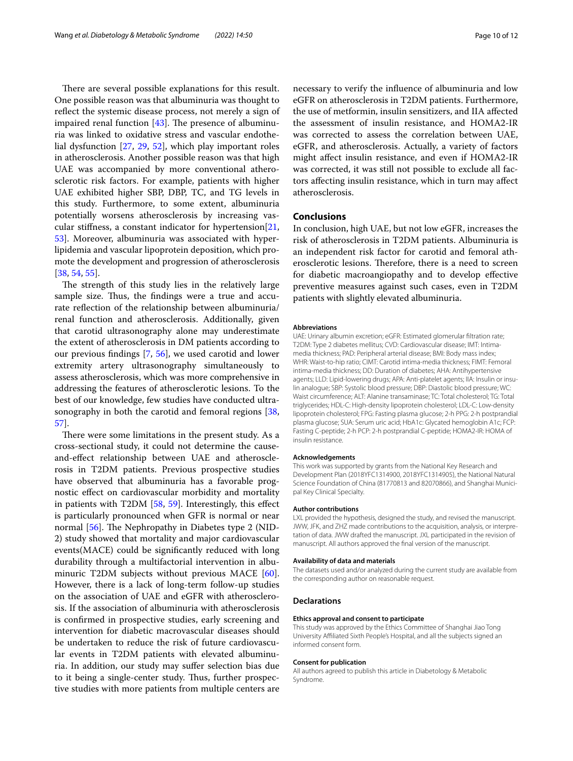There are several possible explanations for this result. One possible reason was that albuminuria was thought to reflect the systemic disease process, not merely a sign of impaired renal function [43]. The presence of albuminuria was linked to oxidative stress and vascular endothelial dysfunction [27, 29, 52], which play important roles in atherosclerosis. Another possible reason was that high UAE was accompanied by more conventional atherosclerotic risk factors. For example, patients with higher UAE exhibited higher SBP, DBP, TC, and TG levels in this study. Furthermore, to some extent, albuminuria potentially worsens atherosclerosis by increasing vascular stiffness, a constant indicator for hypertension[21, 53]. Moreover, albuminuria was associated with hyperlipidemia and vascular lipoprotein deposition, which promote the development and progression of atherosclerosis [38, 54, 55].

The strength of this study lies in the relatively large sample size. Thus, the findings were a true and accurate reflection of the relationship between albuminuria/renal function and atherosclerosis. Additionally, given that carotid ultrasonography alone may underestimate the extent of atherosclerosis in DM patients according to our previous findings [7, 56], we used carotid and lower extremity artery ultrasonography simultaneously to assess atherosclerosis, which was more comprehensive in addressing the features of atherosclerotic lesions. To the best of our knowledge, few studies have conducted ultrasonography in both the carotid and femoral regions [38, 57].

There were some limitations in the present study. As a cross-sectional study, it could not determine the cause-and-effect relationship between UAE and atherosclerosis in T2DM patients. Previous prospective studies have observed that albuminuria has a favorable prognostic effect on cardiovascular morbidity and mortality in patients with T2DM [58, 59]. Interestingly, this effect is particularly pronounced when GFR is normal or near normal [56]. The Nephropathy in Diabetes type 2 (NID-2) study showed that mortality and major cardiovascular events(MACE) could be significantly reduced with long durability through a multifactorial intervention in albuminuric T2DM subjects without previous MACE [60]. However, there is a lack of long-term follow-up studies on the association of UAE and eGFR with atherosclerosis. If the association of albuminuria with atherosclerosis is confirmed in prospective studies, early screening and intervention for diabetic macrovascular diseases should be undertaken to reduce the risk of future cardiovascular events in T2DM patients with elevated albuminuria. In addition, our study may suffer selection bias due to it being a single-center study. Thus, further prospective studies with more patients from multiple centers are necessary to verify the influence of albuminuria and low eGFR on atherosclerosis in T2DM patients. Furthermore, the use of metformin, insulin sensitizers, and IIA affected the assessment of insulin resistance, and HOMA2-IR was corrected to assess the correlation between UAE, eGFR, and atherosclerosis. Actually, a variety of factors might affect insulin resistance, and even if HOMA2-IR was corrected, it was still not possible to exclude all factors affecting insulin resistance, which in turn may affect atherosclerosis.

## Conclusions

In conclusion, high UAE, but not low eGFR, increases the risk of atherosclerosis in T2DM patients. Albuminuria is an independent risk factor for carotid and femoral atherosclerotic lesions. Therefore, there is a need to screen for diabetic macroangiopathy and to develop effective preventive measures against such cases, even in T2DM patients with slightly elevated albuminuria.

#### Abbreviations

UAE: Urinary albumin excretion; eGFR: Estimated glomerular filtration rate; T2DM: Type 2 diabetes mellitus; CVD: Cardiovascular disease; IMT: Intima-media thickness; PAD: Peripheral arterial disease; BMI: Body mass index; WHR: Waist-to-hip ratio; CIMT: Carotid intima-media thickness; FIMT: Femoral intima-media thickness; DD: Duration of diabetes; AHA: Antihypertensive agents; LLD: Lipid-lowering drugs; APA: Anti-platelet agents; IIA: Insulin or insulin analogue; SBP: Systolic blood pressure; DBP: Diastolic blood pressure; WC: Waist circumference; ALT: Alanine transaminase; TC: Total cholesterol; TG: Total triglycerides; HDL-C: High-density lipoprotein cholesterol; LDL-C: Low-density lipoprotein cholesterol; FPG: Fasting plasma glucose; 2-h PPG: 2-h postprandial plasma glucose; SUA: Serum uric acid; HbA1c: Glycated hemoglobin A1c; FCP: Fasting C-peptide; 2-h PCP: 2-h postprandial C-peptide; HOMA2-IR: HOMA of insulin resistance.

#### Acknowledgements

This work was supported by grants from the National Key Research and Development Plan (2018YFC1314900, 2018YFC1314905), the National Natural Science Foundation of China (81770813 and 82070866), and Shanghai Municipal Key Clinical Specialty.

#### Author contributions

LXL provided the hypothesis, designed the study, and revised the manuscript. JWW, JFK, and ZHZ made contributions to the acquisition, analysis, or interpretation of data. JWW drafted the manuscript. JXL participated in the revision of manuscript. All authors approved the final version of the manuscript.

#### Availability of data and materials

The datasets used and/or analyzed during the current study are available from the corresponding author on reasonable request.

## Declarations

#### Ethics approval and consent to participate

This study was approved by the Ethics Committee of Shanghai Jiao Tong University Affiliated Sixth People's Hospital, and all the subjects signed an informed consent form.

#### Consent for publication

All authors agreed to publish this article in Diabetology & Metabolic Syndrome.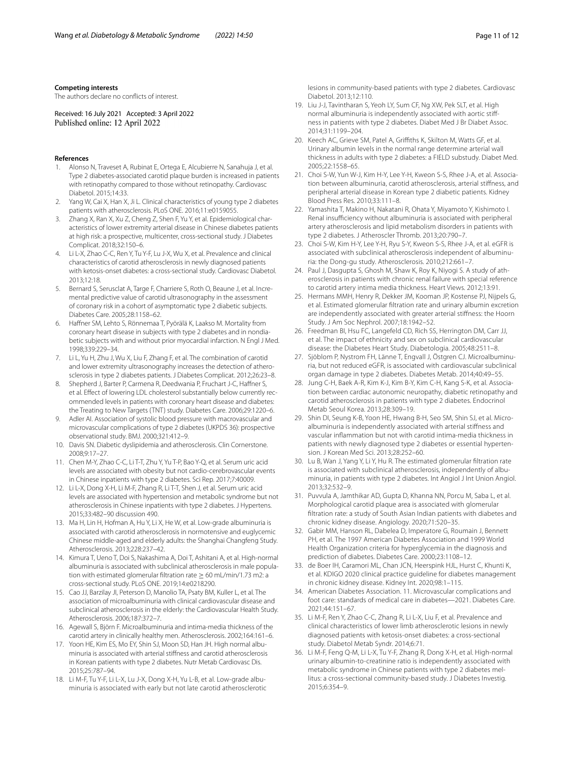**Competing interests**

The authors declare no conflicts of interest.

Received: 16 July 2021 Accepted: 3 April 2022
Published online: 12 April 2022

**References**

1. Alonso N, Traveset A, Rubinat E, Ortega E, Alcubierre N, Sanahuja J, et al. Type 2 diabetes-associated carotid plaque burden is increased in patients with retinopathy compared to those without retinopathy. Cardiovasc Diabetol. 2015;14:33.
2. Yang W, Cai X, Han X, Ji L. Clinical characteristics of young type 2 diabetes patients with atherosclerosis. PLoS ONE. 2016;11:e0159055.
3. Zhang X, Ran X, Xu Z, Cheng Z, Shen F, Yu Y, et al. Epidemiological characteristics of lower extremity arterial disease in Chinese diabetes patients at high risk: a prospective, multicenter, cross-sectional study. J Diabetes Complicat. 2018;32:150–6.
4. Li L-X, Zhao C-C, Ren Y, Tu Y-F, Lu J-X, Wu X, et al. Prevalence and clinical characteristics of carotid atherosclerosis in newly diagnosed patients with ketosis-onset diabetes: a cross-sectional study. Cardiovasc Diabetol. 2013;12:18.
5. Bernard S, Serusclat A, Targe F, Charriere S, Roth O, Beaune J, et al. Incremental predictive value of carotid ultrasonography in the assessment of coronary risk in a cohort of asymptomatic type 2 diabetic subjects. Diabetes Care. 2005;28:1158–62.
6. Haffner SM, Lehto S, Rönnemaa T, Pyörälä K, Laakso M. Mortality from coronary heart disease in subjects with type 2 diabetes and in nondiabetic subjects with and without prior myocardial infarction. N Engl J Med. 1998;339:229–34.
7. Li L, Yu H, Zhu J, Wu X, Liu F, Zhang F, et al. The combination of carotid and lower extremity ultrasonography increases the detection of atherosclerosis in type 2 diabetes patients. J Diabetes Complicat. 2012;26:23–8.
8. Shepherd J, Barter P, Carmena R, Deedwania P, Fruchart J-C, Haffner S, et al. Effect of lowering LDL cholesterol substantially below currently recommended levels in patients with coronary heart disease and diabetes: the Treating to New Targets (TNT) study. Diabetes Care. 2006;29:1220–6.
9. Adler AI. Association of systolic blood pressure with macrovascular and microvascular complications of type 2 diabetes (UKPDS 36): prospective observational study. BMJ. 2000;321:412–9.
10. Davis SN. Diabetic dyslipidemia and atherosclerosis. Clin Cornerstone. 2008;9:17–27.
11. Chen M-Y, Zhao C-C, Li T-T, Zhu Y, Yu T-P, Bao Y-Q, et al. Serum uric acid levels are associated with obesity but not cardio-cerebrovascular events in Chinese inpatients with type 2 diabetes. Sci Rep. 2017;7:40009.
12. Li L-X, Dong X-H, Li M-F, Zhang R, Li T-T, Shen J, et al. Serum uric acid levels are associated with hypertension and metabolic syndrome but not atherosclerosis in Chinese inpatients with type 2 diabetes. J Hypertens. 2015;33:482–90 discussion 490.
13. Ma H, Lin H, Hofman A, Hu Y, Li X, He W, et al. Low-grade albuminuria is associated with carotid atherosclerosis in normotensive and euglycemic Chinese middle-aged and elderly adults: the Shanghai Changfeng Study. Atherosclerosis. 2013;228:237–42.
14. Kimura T, Ueno T, Doi S, Nakashima A, Doi T, Ashitani A, et al. High-normal albuminuria is associated with subclinical atherosclerosis in male population with estimated glomerular filtration rate ≥ 60 mL/min/1.73 m2: a cross-sectional study. PLoS ONE. 2019;14:e0218290.
15. Cao JJ, Barzilay JI, Peterson D, Manolio TA, Psaty BM, Kuller L, et al. The association of microalbuminuria with clinical cardiovascular disease and subclinical atherosclerosis in the elderly: the Cardiovascular Health Study. Atherosclerosis. 2006;187:372–7.
16. Agewall S, Björn F. Microalbuminuria and intima-media thickness of the carotid artery in clinically healthy men. Atherosclerosis. 2002;164:161–6.
17. Yoon HE, Kim ES, Mo EY, Shin SJ, Moon SD, Han JH. High normal albuminuria is associated with arterial stiffness and carotid atherosclerosis in Korean patients with type 2 diabetes. Nutr Metab Cardiovasc Dis. 2015;25:787–94.
18. Li M-F, Tu Y-F, Li L-X, Lu J-X, Dong X-H, Yu L-B, et al. Low-grade albuminuria is associated with early but not late carotid atherosclerotic lesions in community-based patients with type 2 diabetes. Cardiovasc Diabetol. 2013;12:110.
19. Liu J-J, Tavintharan S, Yeoh LY, Sum CF, Ng XW, Pek SLT, et al. High normal albuminuria is independently associated with aortic stiffness in patients with type 2 diabetes. Diabet Med J Br Diabet Assoc. 2014;31:1199–204.
20. Keech AC, Grieve SM, Patel A, Griffiths K, Skilton M, Watts GF, et al. Urinary albumin levels in the normal range determine arterial wall thickness in adults with type 2 diabetes: a FIELD substudy. Diabet Med. 2005;22:1558–65.
21. Choi S-W, Yun W-J, Kim H-Y, Lee Y-H, Kweon S-S, Rhee J-A, et al. Association between albuminuria, carotid atherosclerosis, arterial stiffness, and peripheral arterial disease in Korean type 2 diabetic patients. Kidney Blood Press Res. 2010;33:111–8.
22. Yamashita T, Makino H, Nakatani R, Ohata Y, Miyamoto Y, Kishimoto I. Renal insufficiency without albuminuria is associated with peripheral artery atherosclerosis and lipid metabolism disorders in patients with type 2 diabetes. J Atheroscler Thromb. 2013;20:790–7.
23. Choi S-W, Kim H-Y, Lee Y-H, Ryu S-Y, Kweon S-S, Rhee J-A, et al. eGFR is associated with subclinical atherosclerosis independent of albuminuria: the Dong-gu study. Atherosclerosis. 2010;212:661–7.
24. Paul J, Dasgupta S, Ghosh M, Shaw K, Roy K, Niyogi S. A study of atherosclerosis in patients with chronic renal failure with special reference to carotid artery intima media thickness. Heart Views. 2012;13:91.
25. Hermans MMH, Henry R, Dekker JM, Kooman JP, Kostense PJ, Nijpels G, et al. Estimated glomerular filtration rate and urinary albumin excretion are independently associated with greater arterial stiffness: the Hoorn Study. J Am Soc Nephrol. 2007;18:1942–52.
26. Freedman BI, Hsu FC, Langefeld CD, Rich SS, Herrington DM, Carr JJ, et al. The impact of ethnicity and sex on subclinical cardiovascular disease: the Diabetes Heart Study. Diabetologia. 2005;48:2511–8.
27. Sjöblom P, Nystrom FH, Länne T, Engvall J, Östgren CJ. Microalbuminuria, but not reduced eGFR, is associated with cardiovascular subclinical organ damage in type 2 diabetes. Diabetes Metab. 2014;40:49–55.
28. Jung C-H, Baek A-R, Kim K-J, Kim B-Y, Kim C-H, Kang S-K, et al. Association between cardiac autonomic neuropathy, diabetic retinopathy and carotid atherosclerosis in patients with type 2 diabetes. Endocrinol Metab Seoul Korea. 2013;28:309–19.
29. Shin DI, Seung K-B, Yoon HE, Hwang B-H, Seo SM, Shin SJ, et al. Microalbuminuria is independently associated with arterial stiffness and vascular inflammation but not with carotid intima-media thickness in patients with newly diagnosed type 2 diabetes or essential hypertension. J Korean Med Sci. 2013;28:252–60.
30. Lu B, Wan J, Yang Y, Li Y, Hu R. The estimated glomerular filtration rate is associated with subclinical atherosclerosis, independently of albuminuria, in patients with type 2 diabetes. Int Angiol J Int Union Angiol. 2013;32:532–9.
31. Puvvula A, Jamthikar AD, Gupta D, Khanna NN, Porcu M, Saba L, et al. Morphological carotid plaque area is associated with glomerular filtration rate: a study of South Asian Indian patients with diabetes and chronic kidney disease. Angiology. 2020;71:520–35.
32. Gabir MM, Hanson RL, Dabelea D, Imperatore G, Roumain J, Bennett PH, et al. The 1997 American Diabetes Association and 1999 World Health Organization criteria for hyperglycemia in the diagnosis and prediction of diabetes. Diabetes Care. 2000;23:1108–12.
33. de Boer IH, Caramori ML, Chan JCN, Heerspink HJL, Hurst C, Khunti K, et al. KDIGO 2020 clinical practice guideline for diabetes management in chronic kidney disease. Kidney Int. 2020;98:1–115.
34. American Diabetes Association. 11. Microvascular complications and foot care: standards of medical care in diabetes—2021. Diabetes Care. 2021;44:151–67.
35. Li M-F, Ren Y, Zhao C-C, Zhang R, Li L-X, Liu F, et al. Prevalence and clinical characteristics of lower limb atherosclerotic lesions in newly diagnosed patients with ketosis-onset diabetes: a cross-sectional study. Diabetol Metab Syndr. 2014;6:71.
36. Li M-F, Feng Q-M, Li L-X, Tu Y-F, Zhang R, Dong X-H, et al. High-normal urinary albumin-to-creatinine ratio is independently associated with metabolic syndrome in Chinese patients with type 2 diabetes mellitus: a cross-sectional community-based study. J Diabetes Investig. 2015;6:354–9.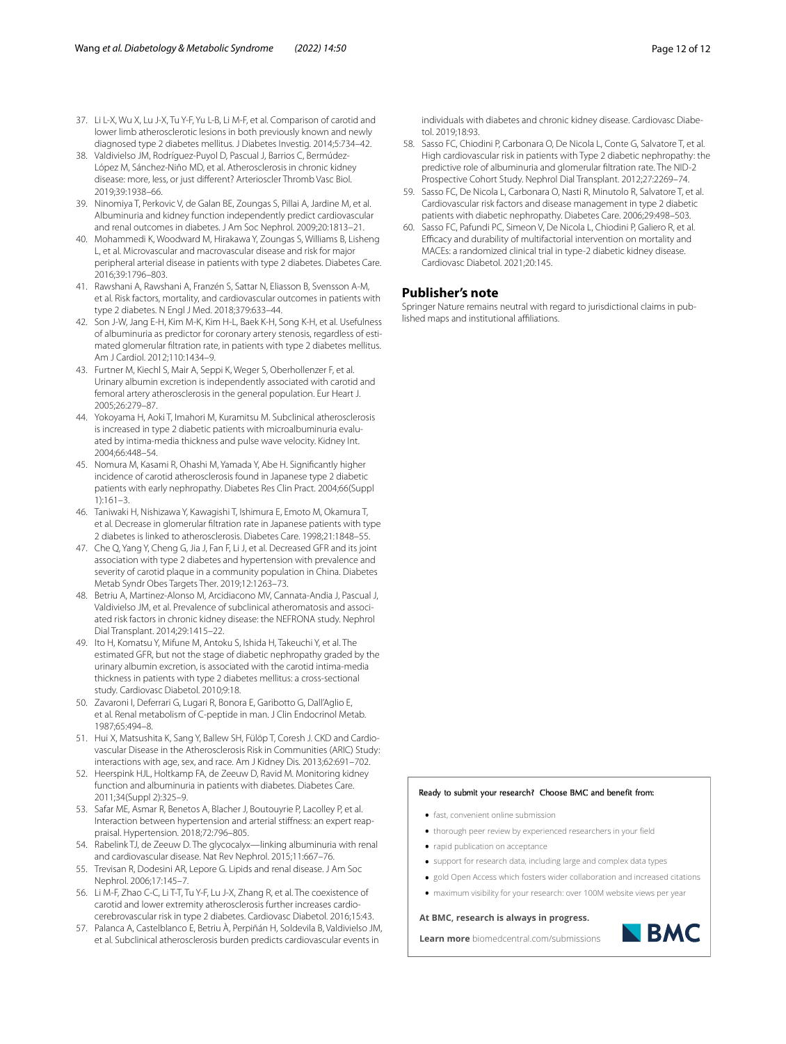37. Li L-X, Wu X, Lu J-X, Tu Y-F, Yu L-B, Li M-F, et al. Comparison of carotid and lower limb atherosclerotic lesions in both previously known and newly diagnosed type 2 diabetes mellitus. J Diabetes Investig. 2014;5:734–42.
38. Valdivielso JM, Rodríguez-Puyol D, Pascual J, Barrios C, Bermúdez-López M, Sánchez-Niño MD, et al. Atherosclerosis in chronic kidney disease: more, less, or just different? Arterioscler Thromb Vasc Biol. 2019;39:1938–66.
39. Ninomiya T, Perkovic V, de Galan BE, Zoungas S, Pillai A, Jardine M, et al. Albuminuria and kidney function independently predict cardiovascular and renal outcomes in diabetes. J Am Soc Nephrol. 2009;20:1813–21.
40. Mohammedi K, Woodward M, Hirakawa Y, Zoungas S, Williams B, Lisheng L, et al. Microvascular and macrovascular disease and risk for major peripheral arterial disease in patients with type 2 diabetes. Diabetes Care. 2016;39:1796–803.
41. Rawshani A, Rawshani A, Franzén S, Sattar N, Eliasson B, Svensson A-M, et al. Risk factors, mortality, and cardiovascular outcomes in patients with type 2 diabetes. N Engl J Med. 2018;379:633–44.
42. Son J-W, Jang E-H, Kim M-K, Kim H-L, Baek K-H, Song K-H, et al. Usefulness of albuminuria as predictor for coronary artery stenosis, regardless of estimated glomerular filtration rate, in patients with type 2 diabetes mellitus. Am J Cardiol. 2012;110:1434–9.
43. Furtner M, Kiechl S, Mair A, Seppi K, Weger S, Oberhollenzer F, et al. Urinary albumin excretion is independently associated with carotid and femoral artery atherosclerosis in the general population. Eur Heart J. 2005;26:279–87.
44. Yokoyama H, Aoki T, Imahori M, Kuramitsu M. Subclinical atherosclerosis is increased in type 2 diabetic patients with microalbuminuria evaluated by intima-media thickness and pulse wave velocity. Kidney Int. 2004;66:448–54.
45. Nomura M, Kasami R, Ohashi M, Yamada Y, Abe H. Significantly higher incidence of carotid atherosclerosis found in Japanese type 2 diabetic patients with early nephropathy. Diabetes Res Clin Pract. 2004;66(Suppl 1):161–3.
46. Taniwaki H, Nishizawa Y, Kawagishi T, Ishimura E, Emoto M, Okamura T, et al. Decrease in glomerular filtration rate in Japanese patients with type 2 diabetes is linked to atherosclerosis. Diabetes Care. 1998;21:1848–55.
47. Che Q, Yang Y, Cheng G, Jia J, Fan F, Li J, et al. Decreased GFR and its joint association with type 2 diabetes and hypertension with prevalence and severity of carotid plaque in a community population in China. Diabetes Metab Syndr Obes Targets Ther. 2019;12:1263–73.
48. Betriu A, Martinez-Alonso M, Arcidiacono MV, Cannata-Andia J, Pascual J, Valdivielso JM, et al. Prevalence of subclinical atheromatosis and associated risk factors in chronic kidney disease: the NEFRONA study. Nephrol Dial Transplant. 2014;29:1415–22.
49. Ito H, Komatsu Y, Mifune M, Antoku S, Ishida H, Takeuchi Y, et al. The estimated GFR, but not the stage of diabetic nephropathy graded by the urinary albumin excretion, is associated with the carotid intima-media thickness in patients with type 2 diabetes mellitus: a cross-sectional study. Cardiovasc Diabetol. 2010;9:18.
50. Zavaroni I, Deferrari G, Lugari R, Bonora E, Garibotto G, Dall'Aglio E, et al. Renal metabolism of C-peptide in man. J Clin Endocrinol Metab. 1987;65:494–8.
51. Hui X, Matsushita K, Sang Y, Ballew SH, Fülöp T, Coresh J. CKD and Cardiovascular Disease in the Atherosclerosis Risk in Communities (ARIC) Study: interactions with age, sex, and race. Am J Kidney Dis. 2013;62:691–702.
52. Heerspink HJL, Holtkamp FA, de Zeeuw D, Ravid M. Monitoring kidney function and albuminuria in patients with diabetes. Diabetes Care. 2011;34(Suppl 2):325–9.
53. Safar ME, Asmar R, Benetos A, Blacher J, Boutouyrie P, Lacolley P, et al. Interaction between hypertension and arterial stiffness: an expert reappraisal. Hypertension. 2018;72:796–805.
54. Rabelink TJ, de Zeeuw D. The glycocalyx—linking albuminuria with renal and cardiovascular disease. Nat Rev Nephrol. 2015;11:667–76.
55. Trevisan R, Dodesini AR, Lepore G. Lipids and renal disease. J Am Soc Nephrol. 2006;17:145–7.
56. Li M-F, Zhao C-C, Li T-T, Tu Y-F, Lu J-X, Zhang R, et al. The coexistence of carotid and lower extremity atherosclerosis further increases cardio-cerebrovascular risk in type 2 diabetes. Cardiovasc Diabetol. 2016;15:43.
57. Palanca A, Castelblanco E, Betriu À, Perpiñán H, Soldevila B, Valdivielso JM, et al. Subclinical atherosclerosis burden predicts cardiovascular events in individuals with diabetes and chronic kidney disease. Cardiovasc Diabetol. 2019;18:93.
58. Sasso FC, Chiodini P, Carbonara O, De Nicola L, Conte G, Salvatore T, et al. High cardiovascular risk in patients with Type 2 diabetic nephropathy: the predictive role of albuminuria and glomerular filtration rate. The NID-2 Prospective Cohort Study. Nephrol Dial Transplant. 2012;27:2269–74.
59. Sasso FC, De Nicola L, Carbonara O, Nasti R, Minutolo R, Salvatore T, et al. Cardiovascular risk factors and disease management in type 2 diabetic patients with diabetic nephropathy. Diabetes Care. 2006;29:498–503.
60. Sasso FC, Pafundi PC, Simeon V, De Nicola L, Chiodini P, Galiero R, et al. Efficacy and durability of multifactorial intervention on mortality and MACEs: a randomized clinical trial in type-2 diabetic kidney disease. Cardiovasc Diabetol. 2021;20:145.

## Publisher's note

Springer Nature remains neutral with regard to jurisdictional claims in published maps and institutional affiliations.

Ready to submit your research? Choose BMC and benefit from:

- fast, convenient online submission
- thorough peer review by experienced researchers in your field
- rapid publication on acceptance
- support for research data, including large and complex data types
- gold Open Access which fosters wider collaboration and increased citations
- maximum visibility for your research: over 100M website views per year

**At BMC, research is always in progress.**

**Learn more** biomedcentral.com/submissions

BMC